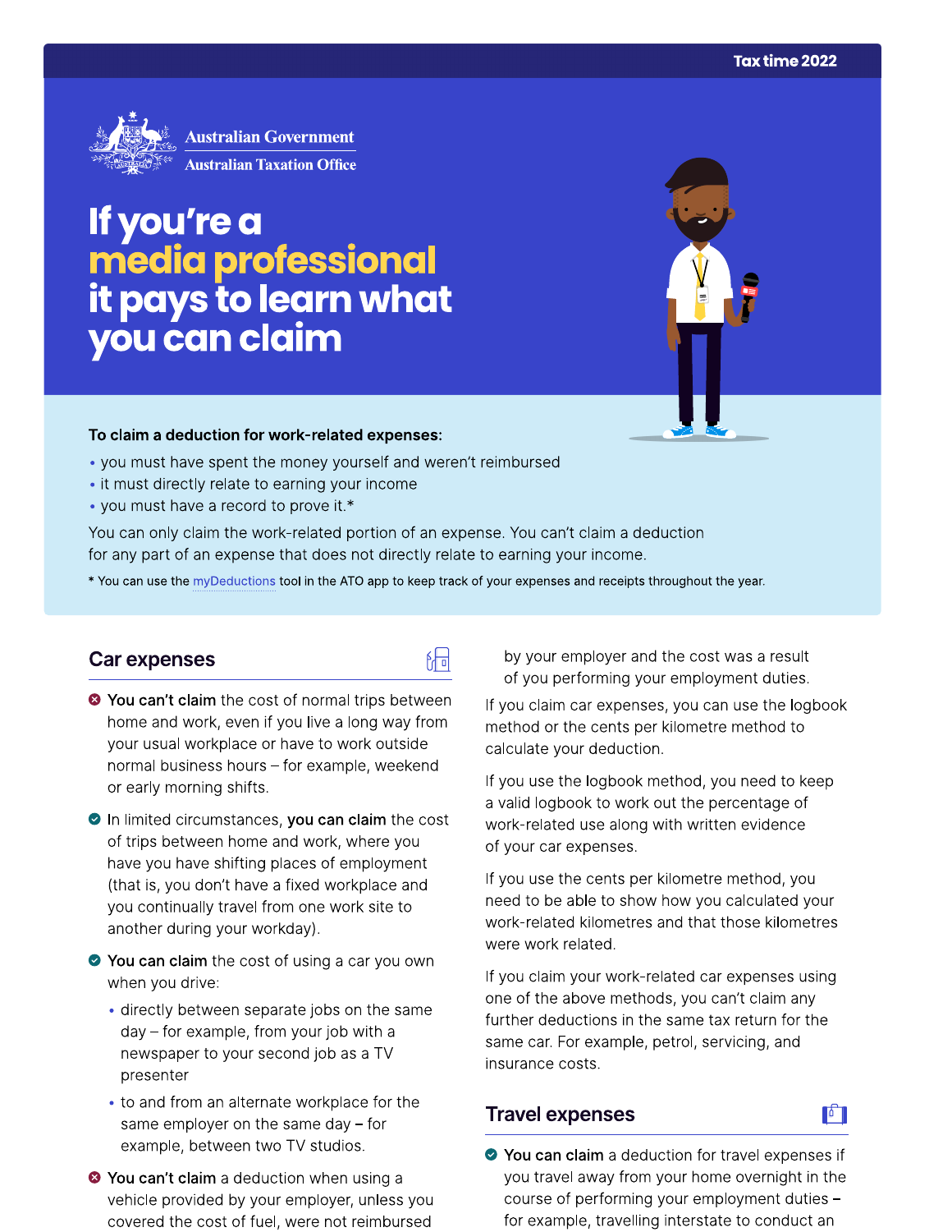Tax time 2022

Australian Government
Australian Taxation Office

# If you're a media professional it pays to learn what you can claim

**To claim a deduction for work-related expenses:**

- you must have spent the money yourself and weren't reimbursed
- it must directly relate to earning your income
- you must have a record to prove it.*

You can only claim the work-related portion of an expense. You can't claim a deduction for any part of an expense that does not directly relate to earning your income.

* You can use the myDeductions tool in the ATO app to keep track of your expenses and receipts throughout the year.

## Car expenses

- **You can't claim** the cost of normal trips between home and work, even if you live a long way from your usual workplace or have to work outside normal business hours – for example, weekend or early morning shifts.
- In limited circumstances, **you can claim** the cost of trips between home and work, where you have you have shifting places of employment (that is, you don't have a fixed workplace and you continually travel from one work site to another during your workday).
- **You can claim** the cost of using a car you own when you drive:
  - directly between separate jobs on the same day – for example, from your job with a newspaper to your second job as a TV presenter
  - to and from an alternate workplace for the same employer on the same day – for example, between two TV studios.
- **You can't claim** a deduction when using a vehicle provided by your employer, unless you covered the cost of fuel, were not reimbursed by your employer and the cost was a result of you performing your employment duties.

If you claim car expenses, you can use the logbook method or the cents per kilometre method to calculate your deduction.

If you use the logbook method, you need to keep a valid logbook to work out the percentage of work-related use along with written evidence of your car expenses.

If you use the cents per kilometre method, you need to be able to show how you calculated your work-related kilometres and that those kilometres were work related.

If you claim your work-related car expenses using one of the above methods, you can't claim any further deductions in the same tax return for the same car. For example, petrol, servicing, and insurance costs.

## Travel expenses

- **You can claim** a deduction for travel expenses if you travel away from your home overnight in the course of performing your employment duties – for example, travelling interstate to conduct an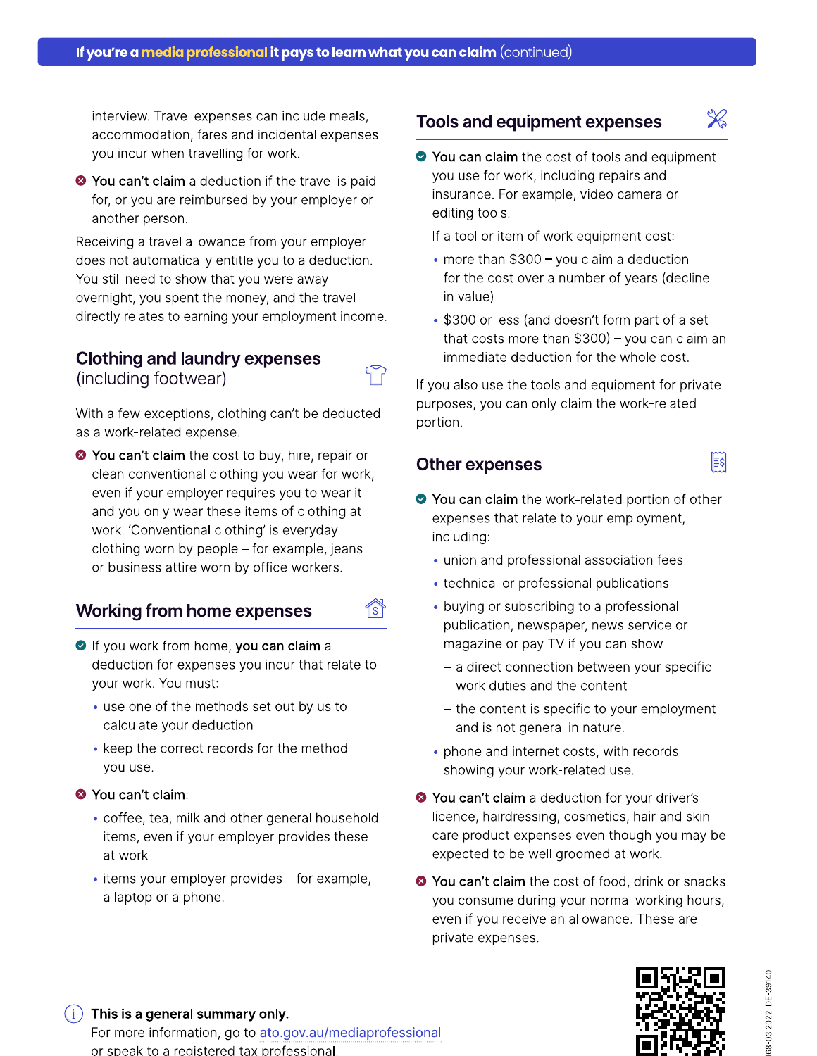interview. Travel expenses can include meals, accommodation, fares and incidental expenses you incur when travelling for work.

- **You can't claim** a deduction if the travel is paid for, or you are reimbursed by your employer or another person.

Receiving a travel allowance from your employer does not automatically entitle you to a deduction. You still need to show that you were away overnight, you spent the money, and the travel directly relates to earning your employment income.

## Clothing and laundry expenses (including footwear)

With a few exceptions, clothing can't be deducted as a work-related expense.

- **You can't claim** the cost to buy, hire, repair or clean conventional clothing you wear for work, even if your employer requires you to wear it and you only wear these items of clothing at work. 'Conventional clothing' is everyday clothing worn by people – for example, jeans or business attire worn by office workers.

## Working from home expenses

- If you work from home, **you can claim** a deduction for expenses you incur that relate to your work. You must:
  - use one of the methods set out by us to calculate your deduction
  - keep the correct records for the method you use.
- **You can't claim**:
  - coffee, tea, milk and other general household items, even if your employer provides these at work
  - items your employer provides – for example, a laptop or a phone.

## Tools and equipment expenses

- **You can claim** the cost of tools and equipment you use for work, including repairs and insurance. For example, video camera or editing tools.

  If a tool or item of work equipment cost:
  - more than $300 – you claim a deduction for the cost over a number of years (decline in value)
  - $300 or less (and doesn't form part of a set that costs more than $300) – you can claim an immediate deduction for the whole cost.

If you also use the tools and equipment for private purposes, you can only claim the work-related portion.

## Other expenses

- **You can claim** the work-related portion of other expenses that relate to your employment, including:
  - union and professional association fees
  - technical or professional publications
  - buying or subscribing to a professional publication, newspaper, news service or magazine or pay TV if you can show
    - a direct connection between your specific work duties and the content
    - the content is specific to your employment and is not general in nature.
  - phone and internet costs, with records showing your work-related use.
- **You can't claim** a deduction for your driver's licence, hairdressing, cosmetics, hair and skin care product expenses even though you may be expected to be well groomed at work.
- **You can't claim** the cost of food, drink or snacks you consume during your normal working hours, even if you receive an allowance. These are private expenses.

**This is a general summary only.**
For more information, go to ato.gov.au/mediaprofessional or speak to a registered tax professional.